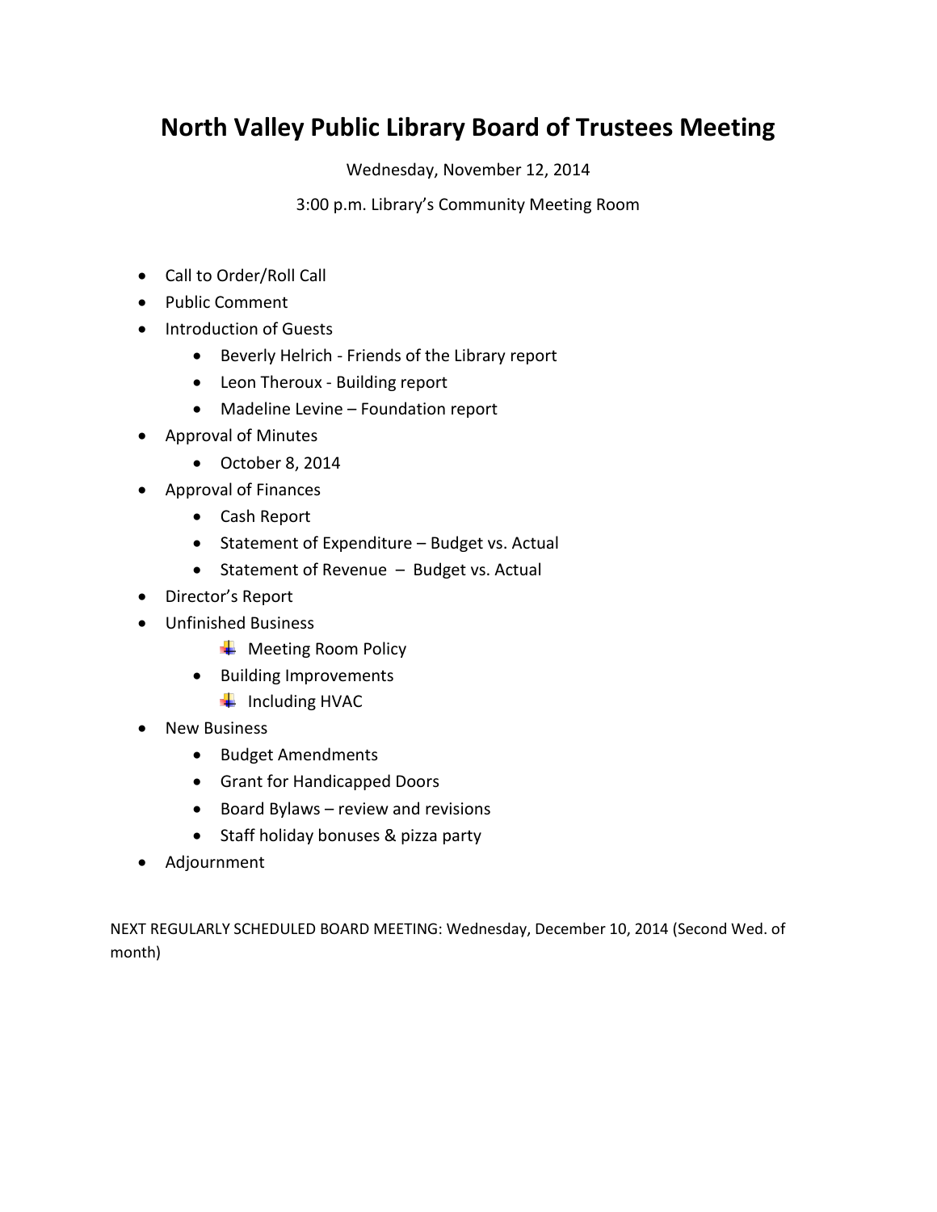# North Valley Public Library Board of Trustees Meeting

Wednesday, November 12, 2014

3:00 p.m. Library's Community Meeting Room

- Call to Order/Roll Call
- Public Comment
- Introduction of Guests
  - Beverly Helrich - Friends of the Library report
  - Leon Theroux - Building report
  - Madeline Levine – Foundation report
- Approval of Minutes
  - October 8, 2014
- Approval of Finances
  - Cash Report
  - Statement of Expenditure – Budget vs. Actual
  - Statement of Revenue – Budget vs. Actual
- Director's Report
- Unfinished Business
  - Meeting Room Policy
  - Building Improvements
    - Including HVAC
- New Business
  - Budget Amendments
  - Grant for Handicapped Doors
  - Board Bylaws – review and revisions
  - Staff holiday bonuses & pizza party
- Adjournment

NEXT REGULARLY SCHEDULED BOARD MEETING: Wednesday, December 10, 2014 (Second Wed. of month)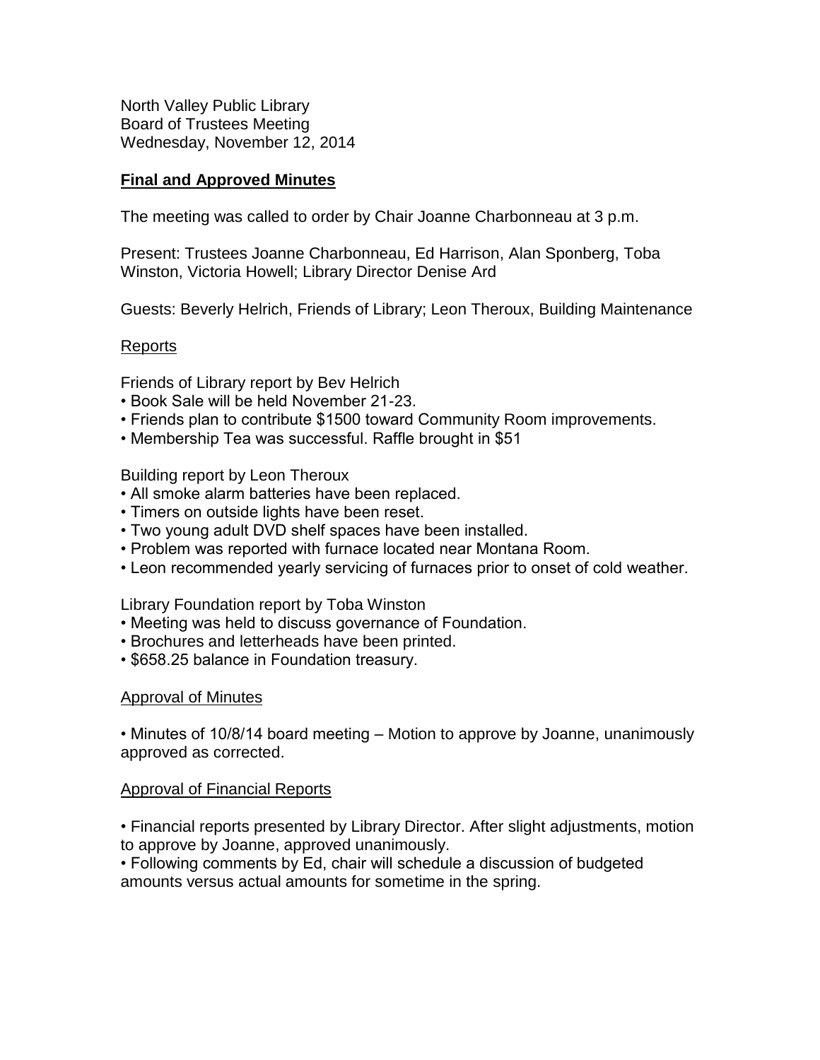North Valley Public Library
Board of Trustees Meeting
Wednesday, November 12, 2014

**Final and Approved Minutes**

The meeting was called to order by Chair Joanne Charbonneau at 3 p.m.

Present: Trustees Joanne Charbonneau, Ed Harrison, Alan Sponberg, Toba Winston, Victoria Howell; Library Director Denise Ard

Guests: Beverly Helrich, Friends of Library; Leon Theroux, Building Maintenance

Reports

Friends of Library report by Bev Helrich

- Book Sale will be held November 21-23.
- Friends plan to contribute $1500 toward Community Room improvements.
- Membership Tea was successful. Raffle brought in $51

Building report by Leon Theroux

- All smoke alarm batteries have been replaced.
- Timers on outside lights have been reset.
- Two young adult DVD shelf spaces have been installed.
- Problem was reported with furnace located near Montana Room.
- Leon recommended yearly servicing of furnaces prior to onset of cold weather.

Library Foundation report by Toba Winston

- Meeting was held to discuss governance of Foundation.
- Brochures and letterheads have been printed.
- $658.25 balance in Foundation treasury.

Approval of Minutes

- Minutes of 10/8/14 board meeting – Motion to approve by Joanne, unanimously approved as corrected.

Approval of Financial Reports

- Financial reports presented by Library Director. After slight adjustments, motion to approve by Joanne, approved unanimously.
- Following comments by Ed, chair will schedule a discussion of budgeted amounts versus actual amounts for sometime in the spring.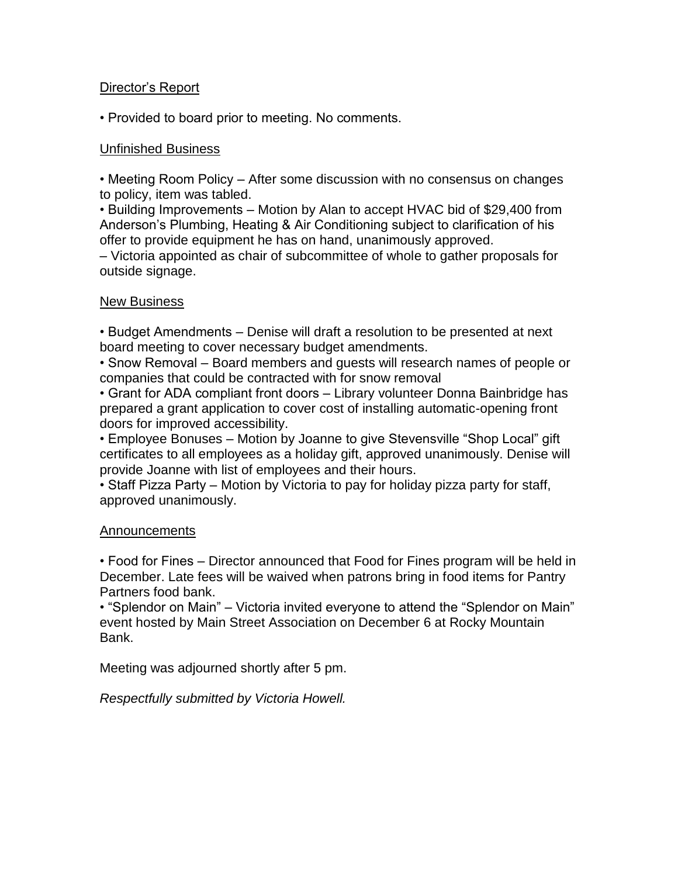<u>Director's Report</u>

• Provided to board prior to meeting. No comments.

<u>Unfinished Business</u>

• Meeting Room Policy – After some discussion with no consensus on changes to policy, item was tabled.
• Building Improvements – Motion by Alan to accept HVAC bid of $29,400 from Anderson's Plumbing, Heating & Air Conditioning subject to clarification of his offer to provide equipment he has on hand, unanimously approved.
– Victoria appointed as chair of subcommittee of whole to gather proposals for outside signage.

<u>New Business</u>

• Budget Amendments – Denise will draft a resolution to be presented at next board meeting to cover necessary budget amendments.
• Snow Removal – Board members and guests will research names of people or companies that could be contracted with for snow removal
• Grant for ADA compliant front doors – Library volunteer Donna Bainbridge has prepared a grant application to cover cost of installing automatic-opening front doors for improved accessibility.
• Employee Bonuses – Motion by Joanne to give Stevensville "Shop Local" gift certificates to all employees as a holiday gift, approved unanimously. Denise will provide Joanne with list of employees and their hours.
• Staff Pizza Party – Motion by Victoria to pay for holiday pizza party for staff, approved unanimously.

<u>Announcements</u>

• Food for Fines – Director announced that Food for Fines program will be held in December. Late fees will be waived when patrons bring in food items for Pantry Partners food bank.
• "Splendor on Main" – Victoria invited everyone to attend the "Splendor on Main" event hosted by Main Street Association on December 6 at Rocky Mountain Bank.

Meeting was adjourned shortly after 5 pm.

*Respectfully submitted by Victoria Howell.*